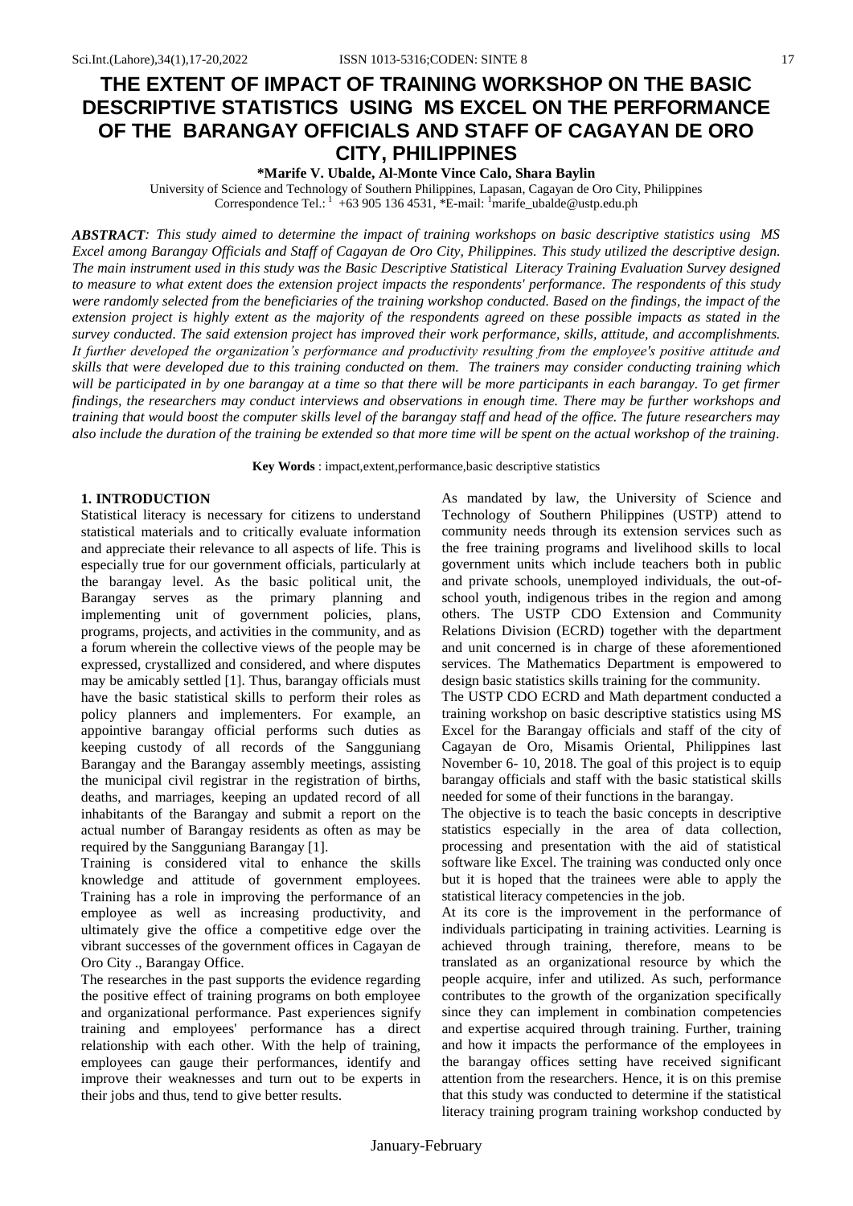# THE EXTENT OF IMPACT OF TRAINING WORKSHOP ON THE BASIC DESCRIPTIVE STATISTICS USING MS EXCEL ON THE PERFORMANCE OF THE BARANGAY OFFICIALS AND STAFF OF CAGAYAN DE ORO CITY, PHILIPPINES

**\*Marife V. Ubalde, Al-Monte Vince Calo, Shara Baylin**

University of Science and Technology of Southern Philippines, Lapasan, Cagayan de Oro City, Philippines

Correspondence Tel.: [1] +63 905 136 4531, \*E-mail: [1]marife_ubalde@ustp.edu.ph

***ABSTRACT**: This study aimed to determine the impact of training workshops on basic descriptive statistics using MS Excel among Barangay Officials and Staff of Cagayan de Oro City, Philippines. This study utilized the descriptive design. The main instrument used in this study was the Basic Descriptive Statistical Literacy Training Evaluation Survey designed to measure to what extent does the extension project impacts the respondents' performance. The respondents of this study were randomly selected from the beneficiaries of the training workshop conducted. Based on the findings, the impact of the extension project is highly extent as the majority of the respondents agreed on these possible impacts as stated in the survey conducted. The said extension project has improved their work performance, skills, attitude, and accomplishments. It further developed the organization's performance and productivity resulting from the employee's positive attitude and skills that were developed due to this training conducted on them. The trainers may consider conducting training which will be participated in by one barangay at a time so that there will be more participants in each barangay. To get firmer findings, the researchers may conduct interviews and observations in enough time. There may be further workshops and training that would boost the computer skills level of the barangay staff and head of the office. The future researchers may also include the duration of the training be extended so that more time will be spent on the actual workshop of the training.*

**Key Words** : impact,extent,performance,basic descriptive statistics

## 1. INTRODUCTION

Statistical literacy is necessary for citizens to understand statistical materials and to critically evaluate information and appreciate their relevance to all aspects of life. This is especially true for our government officials, particularly at the barangay level. As the basic political unit, the Barangay serves as the primary planning and implementing unit of government policies, plans, programs, projects, and activities in the community, and as a forum wherein the collective views of the people may be expressed, crystallized and considered, and where disputes may be amicably settled [1]. Thus, barangay officials must have the basic statistical skills to perform their roles as policy planners and implementers. For example, an appointive barangay official performs such duties as keeping custody of all records of the Sangguniang Barangay and the Barangay assembly meetings, assisting the municipal civil registrar in the registration of births, deaths, and marriages, keeping an updated record of all inhabitants of the Barangay and submit a report on the actual number of Barangay residents as often as may be required by the Sangguniang Barangay [1].

Training is considered vital to enhance the skills knowledge and attitude of government employees. Training has a role in improving the performance of an employee as well as increasing productivity, and ultimately give the office a competitive edge over the vibrant successes of the government offices in Cagayan de Oro City ., Barangay Office.

The researches in the past supports the evidence regarding the positive effect of training programs on both employee and organizational performance. Past experiences signify training and employees' performance has a direct relationship with each other. With the help of training, employees can gauge their performances, identify and improve their weaknesses and turn out to be experts in their jobs and thus, tend to give better results.

As mandated by law, the University of Science and Technology of Southern Philippines (USTP) attend to community needs through its extension services such as the free training programs and livelihood skills to local government units which include teachers both in public and private schools, unemployed individuals, the out-of-school youth, indigenous tribes in the region and among others. The USTP CDO Extension and Community Relations Division (ECRD) together with the department and unit concerned is in charge of these aforementioned services. The Mathematics Department is empowered to design basic statistics skills training for the community.

The USTP CDO ECRD and Math department conducted a training workshop on basic descriptive statistics using MS Excel for the Barangay officials and staff of the city of Cagayan de Oro, Misamis Oriental, Philippines last November 6- 10, 2018. The goal of this project is to equip barangay officials and staff with the basic statistical skills needed for some of their functions in the barangay.

The objective is to teach the basic concepts in descriptive statistics especially in the area of data collection, processing and presentation with the aid of statistical software like Excel. The training was conducted only once but it is hoped that the trainees were able to apply the statistical literacy competencies in the job.

At its core is the improvement in the performance of individuals participating in training activities. Learning is achieved through training, therefore, means to be translated as an organizational resource by which the people acquire, infer and utilized. As such, performance contributes to the growth of the organization specifically since they can implement in combination competencies and expertise acquired through training. Further, training and how it impacts the performance of the employees in the barangay offices setting have received significant attention from the researchers. Hence, it is on this premise that this study was conducted to determine if the statistical literacy training program training workshop conducted by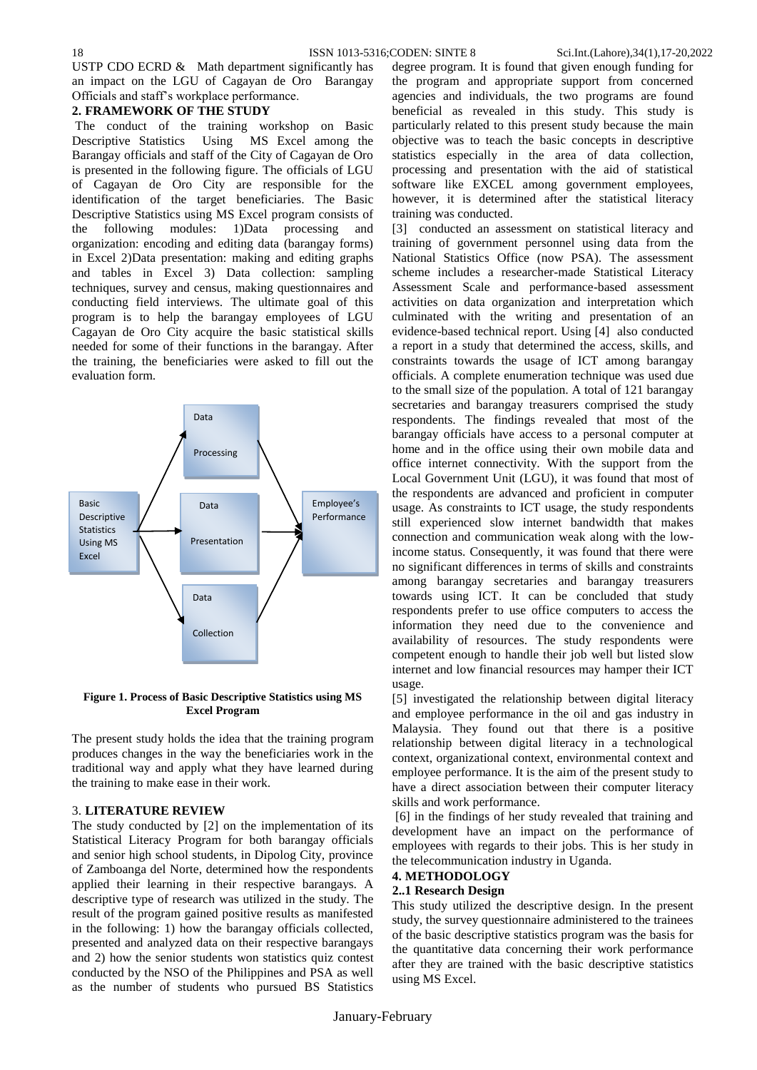USTP CDO ECRD & Math department significantly has an impact on the LGU of Cagayan de Oro Barangay Officials and staff's workplace performance.

## 2. FRAMEWORK OF THE STUDY

The conduct of the training workshop on Basic Descriptive Statistics Using MS Excel among the Barangay officials and staff of the City of Cagayan de Oro is presented in the following figure. The officials of LGU of Cagayan de Oro City are responsible for the identification of the target beneficiaries. The Basic Descriptive Statistics using MS Excel program consists of the following modules: 1)Data processing and organization: encoding and editing data (barangay forms) in Excel 2)Data presentation: making and editing graphs and tables in Excel 3) Data collection: sampling techniques, survey and census, making questionnaires and conducting field interviews. The ultimate goal of this program is to help the barangay employees of LGU Cagayan de Oro City acquire the basic statistical skills needed for some of their functions in the barangay. After the training, the beneficiaries were asked to fill out the evaluation form.

Basic Descriptive Statistics Using MS Excel → Data Processing / Data Presentation / Data Collection → Employee's Performance

**Figure 1. Process of Basic Descriptive Statistics using MS Excel Program**

The present study holds the idea that the training program produces changes in the way the beneficiaries work in the traditional way and apply what they have learned during the training to make ease in their work.

## 3. LITERATURE REVIEW

The study conducted by [2] on the implementation of its Statistical Literacy Program for both barangay officials and senior high school students, in Dipolog City, province of Zamboanga del Norte, determined how the respondents applied their learning in their respective barangays. A descriptive type of research was utilized in the study. The result of the program gained positive results as manifested in the following: 1) how the barangay officials collected, presented and analyzed data on their respective barangays and 2) how the senior students won statistics quiz contest conducted by the NSO of the Philippines and PSA as well as the number of students who pursued BS Statistics degree program. It is found that given enough funding for the program and appropriate support from concerned agencies and individuals, the two programs are found beneficial as revealed in this study. This study is particularly related to this present study because the main objective was to teach the basic concepts in descriptive statistics especially in the area of data collection, processing and presentation with the aid of statistical software like EXCEL among government employees, however, it is determined after the statistical literacy training was conducted.

[3] conducted an assessment on statistical literacy and training of government personnel using data from the National Statistics Office (now PSA). The assessment scheme includes a researcher-made Statistical Literacy Assessment Scale and performance-based assessment activities on data organization and interpretation which culminated with the writing and presentation of an evidence-based technical report. Using [4] also conducted a report in a study that determined the access, skills, and constraints towards the usage of ICT among barangay officials. A complete enumeration technique was used due to the small size of the population. A total of 121 barangay secretaries and barangay treasurers comprised the study respondents. The findings revealed that most of the barangay officials have access to a personal computer at home and in the office using their own mobile data and office internet connectivity. With the support from the Local Government Unit (LGU), it was found that most of the respondents are advanced and proficient in computer usage. As constraints to ICT usage, the study respondents still experienced slow internet bandwidth that makes connection and communication weak along with the low-income status. Consequently, it was found that there were no significant differences in terms of skills and constraints among barangay secretaries and barangay treasurers towards using ICT. It can be concluded that study respondents prefer to use office computers to access the information they need due to the convenience and availability of resources. The study respondents were competent enough to handle their job well but listed slow internet and low financial resources may hamper their ICT usage.

[5] investigated the relationship between digital literacy and employee performance in the oil and gas industry in Malaysia. They found out that there is a positive relationship between digital literacy in a technological context, organizational context, environmental context and employee performance. It is the aim of the present study to have a direct association between their computer literacy skills and work performance.

[6] in the findings of her study revealed that training and development have an impact on the performance of employees with regards to their jobs. This is her study in the telecommunication industry in Uganda.

## 4. METHODOLOGY

### 2..1 Research Design

This study utilized the descriptive design. In the present study, the survey questionnaire administered to the trainees of the basic descriptive statistics program was the basis for the quantitative data concerning their work performance after they are trained with the basic descriptive statistics using MS Excel.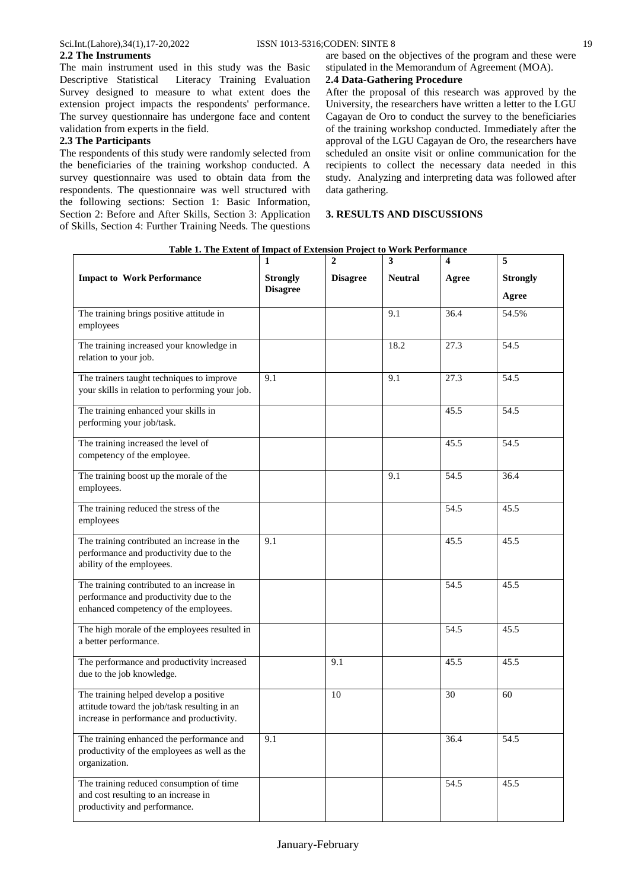## 2.2 The Instruments

The main instrument used in this study was the Basic Descriptive Statistical Literacy Training Evaluation Survey designed to measure to what extent does the extension project impacts the respondents' performance. The survey questionnaire has undergone face and content validation from experts in the field.

## 2.3 The Participants

The respondents of this study were randomly selected from the beneficiaries of the training workshop conducted. A survey questionnaire was used to obtain data from the respondents. The questionnaire was well structured with the following sections: Section 1: Basic Information, Section 2: Before and After Skills, Section 3: Application of Skills, Section 4: Further Training Needs. The questions are based on the objectives of the program and these were stipulated in the Memorandum of Agreement (MOA).

## 2.4 Data-Gathering Procedure

After the proposal of this research was approved by the University, the researchers have written a letter to the LGU Cagayan de Oro to conduct the survey to the beneficiaries of the training workshop conducted. Immediately after the approval of the LGU Cagayan de Oro, the researchers have scheduled an onsite visit or online communication for the recipients to collect the necessary data needed in this study. Analyzing and interpreting data was followed after data gathering.

# 3. RESULTS AND DISCUSSIONS

**Table 1. The Extent of Impact of Extension Project to Work Performance**

| Impact to Work Performance | 1 Strongly Disagree | 2 Disagree | 3 Neutral | 4 Agree | 5 Strongly Agree |
|---|---|---|---|---|---|
| The training brings positive attitude in employees | | | 9.1 | 36.4 | 54.5% |
| The training increased your knowledge in relation to your job. | | | 18.2 | 27.3 | 54.5 |
| The trainers taught techniques to improve your skills in relation to performing your job. | 9.1 | | 9.1 | 27.3 | 54.5 |
| The training enhanced your skills in performing your job/task. | | | | 45.5 | 54.5 |
| The training increased the level of competency of the employee. | | | | 45.5 | 54.5 |
| The training boost up the morale of the employees. | | | 9.1 | 54.5 | 36.4 |
| The training reduced the stress of the employees | | | | 54.5 | 45.5 |
| The training contributed an increase in the performance and productivity due to the ability of the employees. | 9.1 | | | 45.5 | 45.5 |
| The training contributed to an increase in performance and productivity due to the enhanced competency of the employees. | | | | 54.5 | 45.5 |
| The high morale of the employees resulted in a better performance. | | | | 54.5 | 45.5 |
| The performance and productivity increased due to the job knowledge. | | 9.1 | | 45.5 | 45.5 |
| The training helped develop a positive attitude toward the job/task resulting in an increase in performance and productivity. | | 10 | | 30 | 60 |
| The training enhanced the performance and productivity of the employees as well as the organization. | 9.1 | | | 36.4 | 54.5 |
| The training reduced consumption of time and cost resulting to an increase in productivity and performance. | | | | 54.5 | 45.5 |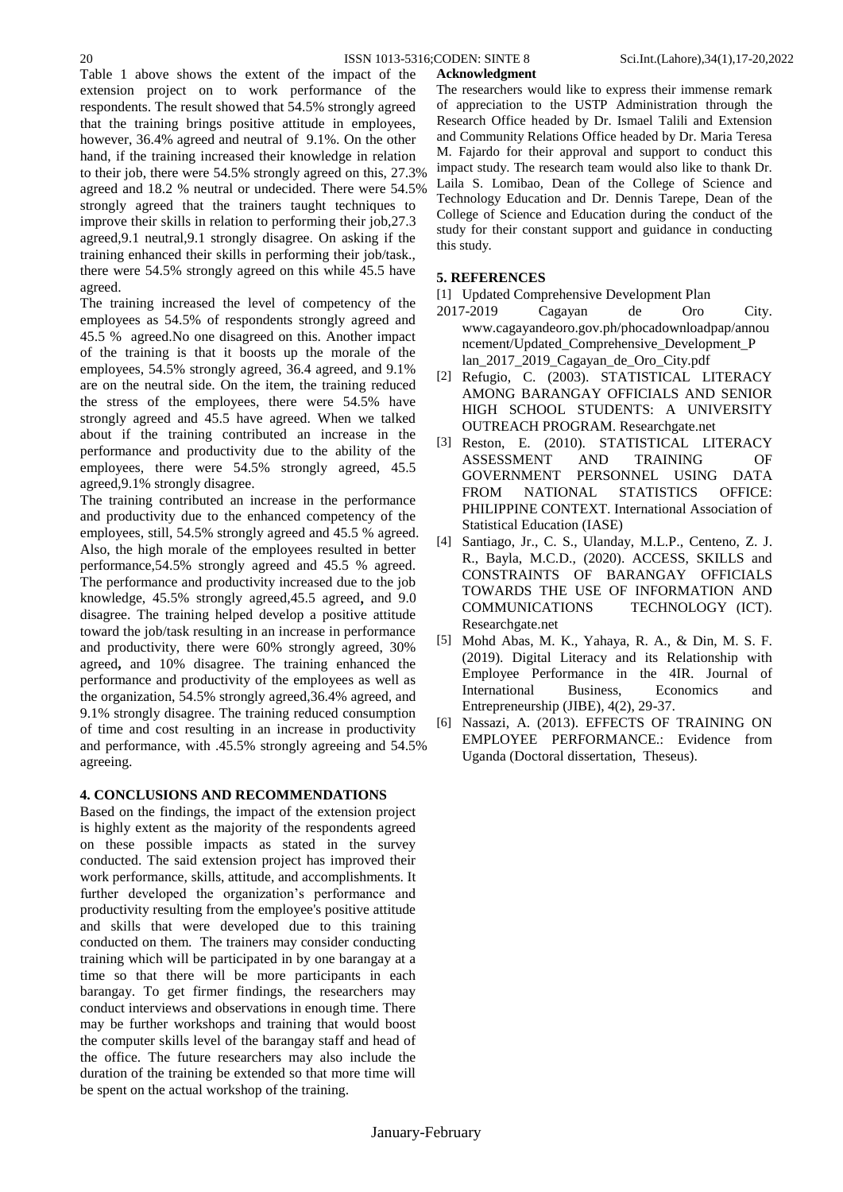Table 1 above shows the extent of the impact of the extension project on to work performance of the respondents. The result showed that 54.5% strongly agreed that the training brings positive attitude in employees, however, 36.4% agreed and neutral of 9.1%. On the other hand, if the training increased their knowledge in relation to their job, there were 54.5% strongly agreed on this, 27.3% agreed and 18.2 % neutral or undecided. There were 54.5% strongly agreed that the trainers taught techniques to improve their skills in relation to performing their job,27.3 agreed,9.1 neutral,9.1 strongly disagree. On asking if the training enhanced their skills in performing their job/task., there were 54.5% strongly agreed on this while 45.5 have agreed.

The training increased the level of competency of the employees as 54.5% of respondents strongly agreed and 45.5 % agreed.No one disagreed on this. Another impact of the training is that it boosts up the morale of the employees, 54.5% strongly agreed, 36.4 agreed, and 9.1% are on the neutral side. On the item, the training reduced the stress of the employees, there were 54.5% have strongly agreed and 45.5 have agreed. When we talked about if the training contributed an increase in the performance and productivity due to the ability of the employees, there were 54.5% strongly agreed, 45.5 agreed,9.1% strongly disagree.

The training contributed an increase in the performance and productivity due to the enhanced competency of the employees, still, 54.5% strongly agreed and 45.5 % agreed. Also, the high morale of the employees resulted in better performance,54.5% strongly agreed and 45.5 % agreed. The performance and productivity increased due to the job knowledge, 45.5% strongly agreed,45.5 agreed**,** and 9.0 disagree. The training helped develop a positive attitude toward the job/task resulting in an increase in performance and productivity, there were 60% strongly agreed, 30% agreed**,** and 10% disagree. The training enhanced the performance and productivity of the employees as well as the organization, 54.5% strongly agreed,36.4% agreed, and 9.1% strongly disagree. The training reduced consumption of time and cost resulting in an increase in productivity and performance, with .45.5% strongly agreeing and 54.5% agreeing.

## 4. CONCLUSIONS AND RECOMMENDATIONS

Based on the findings, the impact of the extension project is highly extent as the majority of the respondents agreed on these possible impacts as stated in the survey conducted. The said extension project has improved their work performance, skills, attitude, and accomplishments. It further developed the organization's performance and productivity resulting from the employee's positive attitude and skills that were developed due to this training conducted on them. The trainers may consider conducting training which will be participated in by one barangay at a time so that there will be more participants in each barangay. To get firmer findings, the researchers may conduct interviews and observations in enough time. There may be further workshops and training that would boost the computer skills level of the barangay staff and head of the office. The future researchers may also include the duration of the training be extended so that more time will be spent on the actual workshop of the training.

**Acknowledgment**

The researchers would like to express their immense remark of appreciation to the USTP Administration through the Research Office headed by Dr. Ismael Talili and Extension and Community Relations Office headed by Dr. Maria Teresa M. Fajardo for their approval and support to conduct this impact study. The research team would also like to thank Dr. Laila S. Lomibao, Dean of the College of Science and Technology Education and Dr. Dennis Tarepe, Dean of the College of Science and Education during the conduct of the study for their constant support and guidance in conducting this study.

## 5. REFERENCES

[1] Updated Comprehensive Development Plan 2017-2019 Cagayan de Oro City. www.cagayandeoro.gov.ph/phocadownloadpap/announcement/Updated_Comprehensive_Development_Plan_2017_2019_Cagayan_de_Oro_City.pdf

[2] Refugio, C. (2003). STATISTICAL LITERACY AMONG BARANGAY OFFICIALS AND SENIOR HIGH SCHOOL STUDENTS: A UNIVERSITY OUTREACH PROGRAM. Researchgate.net

[3] Reston, E. (2010). STATISTICAL LITERACY ASSESSMENT AND TRAINING OF GOVERNMENT PERSONNEL USING DATA FROM NATIONAL STATISTICS OFFICE: PHILIPPINE CONTEXT. International Association of Statistical Education (IASE)

[4] Santiago, Jr., C. S., Ulanday, M.L.P., Centeno, Z. J. R., Bayla, M.C.D., (2020). ACCESS, SKILLS and CONSTRAINTS OF BARANGAY OFFICIALS TOWARDS THE USE OF INFORMATION AND COMMUNICATIONS TECHNOLOGY (ICT). Researchgate.net

[5] Mohd Abas, M. K., Yahaya, R. A., & Din, M. S. F. (2019). Digital Literacy and its Relationship with Employee Performance in the 4IR. Journal of International Business, Economics and Entrepreneurship (JIBE), 4(2), 29-37.

[6] Nassazi, A. (2013). EFFECTS OF TRAINING ON EMPLOYEE PERFORMANCE.: Evidence from Uganda (Doctoral dissertation, Theseus).